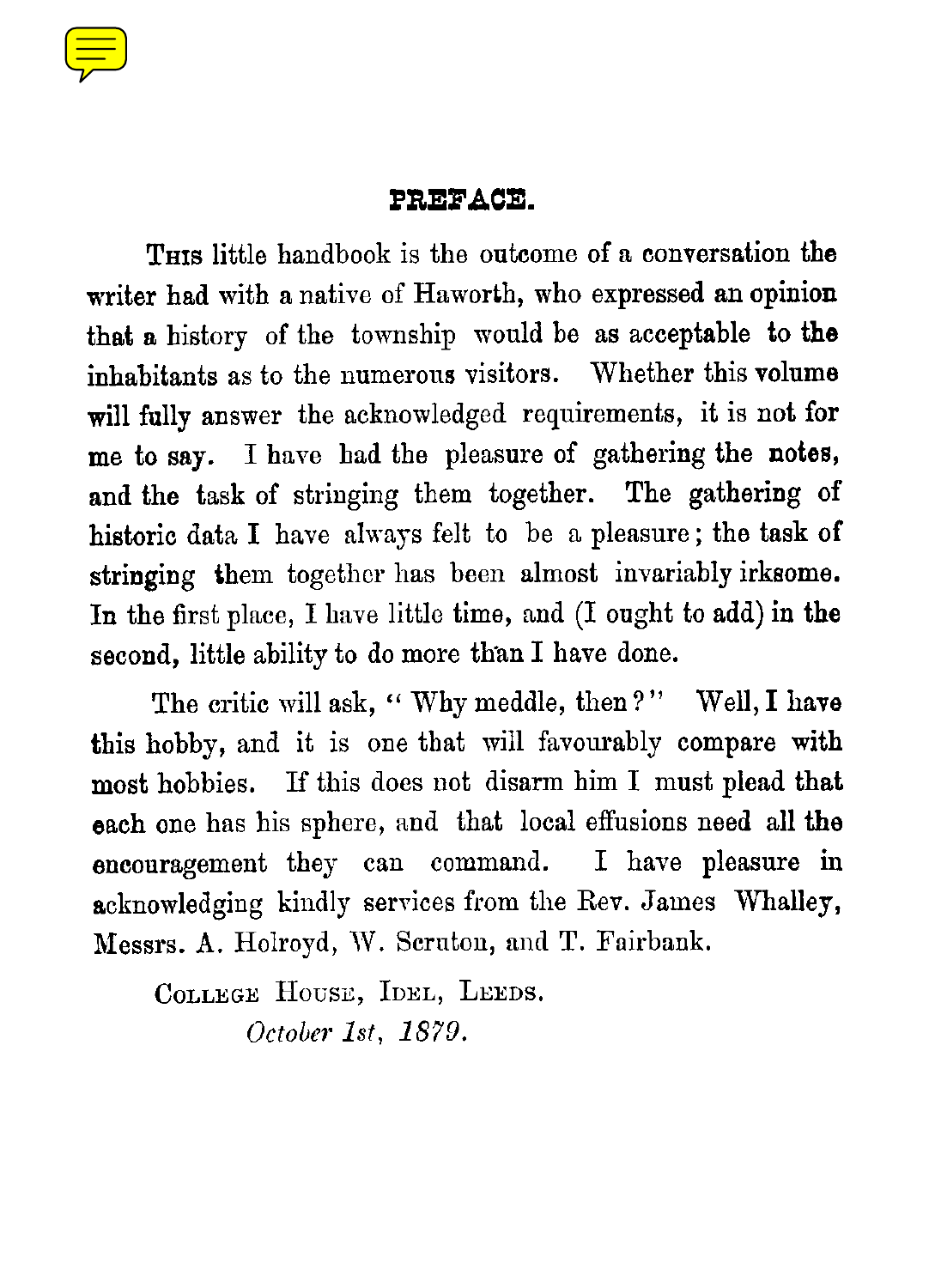# PREFACE.

THIS little handbook is the outcome of a conversation the writer had with a native of Haworth, who expressed an opinion that a history of the township would be as acceptable to the inhabitants as to the numerous visitors. Whether this volume will fully answer the acknowledged requirements, it is not for me to say. I have had the pleasure of gathering the notes, and the task of stringing them together. The gathering of historic data I have always felt to be a pleasure; the task of stringing them together has been almost invariably irksome. In the first place, I have little time, and (I ought to add) in the second, little ability to do more than I have done.

The critic will ask, "Why meddle, then?" Well, I have this hobby, and it is one that will favourably compare with most hobbies. If this does not disarm him I must plead that each one has his sphere, and that local effusions need all the encouragement they can command. I have pleasure in acknowledging kindly services from the Rev. James Whalley, Messrs. A. Holroyd, W. Scruton, and T. Fairbank.

COLLEGE HOUSE, IDEL, LEEDS.
*October 1st, 1879.*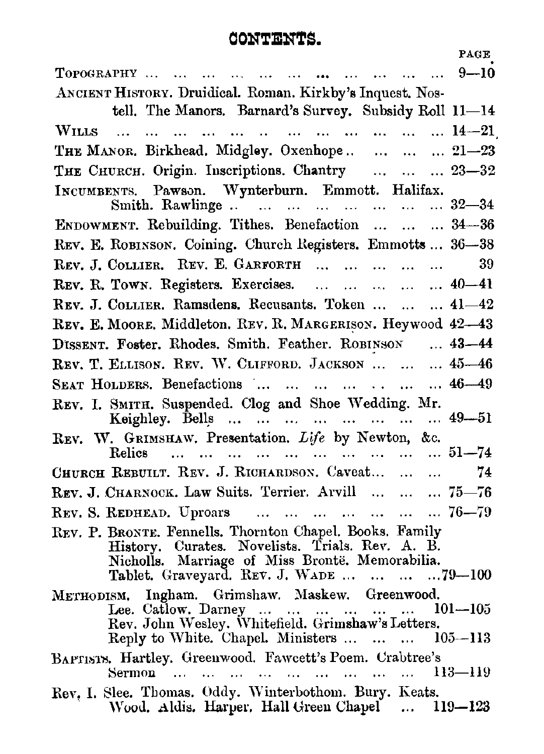# CONTENTS.

| | PAGE |
|---|---|
| TOPOGRAPHY | 9—10 |
| ANCIENT HISTORY. Druidical. Roman. Kirkby's Inquest. Nostell. The Manors. Barnard's Survey. Subsidy Roll | 11—14 |
| WILLS | 14—21 |
| THE MANOR. Birkhead. Midgley. Oxenhope | 21—23 |
| THE CHURCH. Origin. Inscriptions. Chantry | 23—32 |
| INCUMBENTS. Pawson. Wynterburn. Emmott. Halifax. Smith. Rawlinge | 32—34 |
| ENDOWMENT. Rebuilding. Tithes. Benefaction | 34—36 |
| REV. E. ROBINSON. Coining. Church Registers. Emmotts | 36—38 |
| REV. J. COLLIER. REV. E. GARFORTH | 39 |
| REV. R. TOWN. Registers. Exercises. | 40—41 |
| REV. J. COLLIER. Ramsdens. Recusants. Token | 41—42 |
| REV. E. MOORE. Middleton. REV. R. MARGERISON. Heywood | 42—43 |
| DISSENT. Foster. Rhodes. Smith. Feather. ROBINSON | 43—44 |
| REV. T. ELLISON. REV. W. CLIFFORD. JACKSON | 45—46 |
| SEAT HOLDERS. Benefactions | 46—49 |
| REV. I. SMITH. Suspended. Clog and Shoe Wedding. Mr. Keighley. Bells | 49—51 |
| REV. W. GRIMSHAW. Presentation. *Life* by Newton, &c. Relics | 51—74 |
| CHURCH REBUILT. REV. J. RICHARDSON. Caveat | 74 |
| REV. J. CHARNOCK. Law Suits. Terrier. Arvill | 75—76 |
| REV. S. REDHEAD. Uproars | 76—79 |
| REV. P. BRONTE. Fennells. Thornton Chapel. Books. Family History. Curates. Novelists. Trials. Rev. A. B. Nicholls. Marriage of Miss Brontë. Memorabilia. Tablet. Graveyard. REV. J. WADE | 79—100 |
| METHODISM. Ingham. Grimshaw. Maskew. Greenwood. Lee. Catlow. Darney | 101—105 |
| Rev. John Wesley. Whitefield. Grimshaw's Letters. Reply to White. Chapel. Ministers | 105—113 |
| BAPTISTS. Hartley. Greenwood. Fawcett's Poem. Crabtree's Sermon | 113—119 |
| Rev. I. Slee. Thomas. Oddy. Winterbothom. Bury. Keats. Wood. Aldis. Harper. Hall Green Chapel | 119—123 |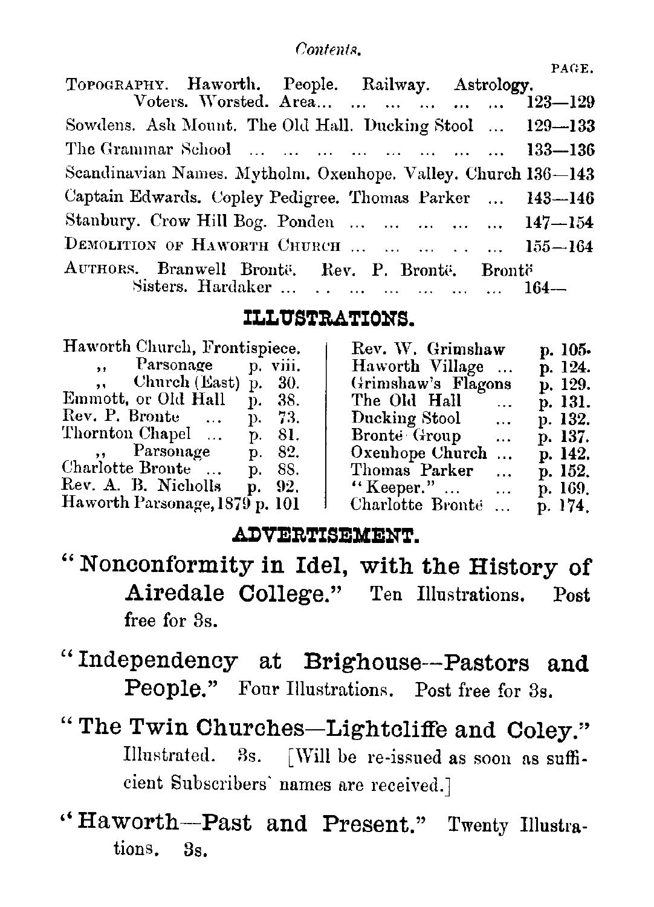*Contents.*

| | PAGE. |
|---|---|
| TOPOGRAPHY. Haworth. People. Railway. Astrology. Voters. Worsted. Area... | 123—129 |
| Sowdens. Ash Mount. The Old Hall. Ducking Stool ... | 129—133 |
| The Grammar School ... | 133—136 |
| Scandinavian Names. Mytholm. Oxenhope. Valley. Church | 136—143 |
| Captain Edwards. Copley Pedigree. Thomas Parker ... | 143—146 |
| Stanbury. Crow Hill Bog. Ponden ... | 147—154 |
| DEMOLITION OF HAWORTH CHURCH ... | 155—164 |
| AUTHORS. Branwell Brontë. Rev. P. Brontë. Brontë Sisters. Hardaker ... | 164— |

## ILLUSTRATIONS.

| | | | |
|---|---|---|---|
| Haworth Church, Frontispiece. | | Rev. W. Grimshaw | p. 105. |
| ,, Parsonage | p. viii. | Haworth Village ... | p. 124. |
| ,, Church (East) | p. 30. | Grimshaw's Flagons | p. 129. |
| Emmott, or Old Hall | p. 38. | The Old Hall ... | p. 131. |
| Rev. P. Bronte ... | p. 73. | Ducking Stool ... | p. 132. |
| Thornton Chapel ... | p. 81. | Brontë Group ... | p. 137. |
| ,, Parsonage | p. 82. | Oxenhope Church ... | p. 142. |
| Charlotte Bronte ... | p. 88. | Thomas Parker ... | p. 152. |
| Rev. A. B. Nicholls | p. 92. | "Keeper." ... | p. 169. |
| Haworth Parsonage, 1879 | p. 101 | Charlotte Brontë ... | p. 174. |

## ADVERTISEMENT.

**"Nonconformity in Idel, with the History of Airedale College."** Ten Illustrations. Post free for 3s.

**"Independency at Brighouse—Pastors and People."** Four Illustrations. Post free for 3s.

**"The Twin Churches—Lightcliffe and Coley."** Illustrated. 3s. [Will be re-issued as soon as sufficient Subscribers' names are received.]

**"Haworth—Past and Present."** Twenty Illustrations. 3s.